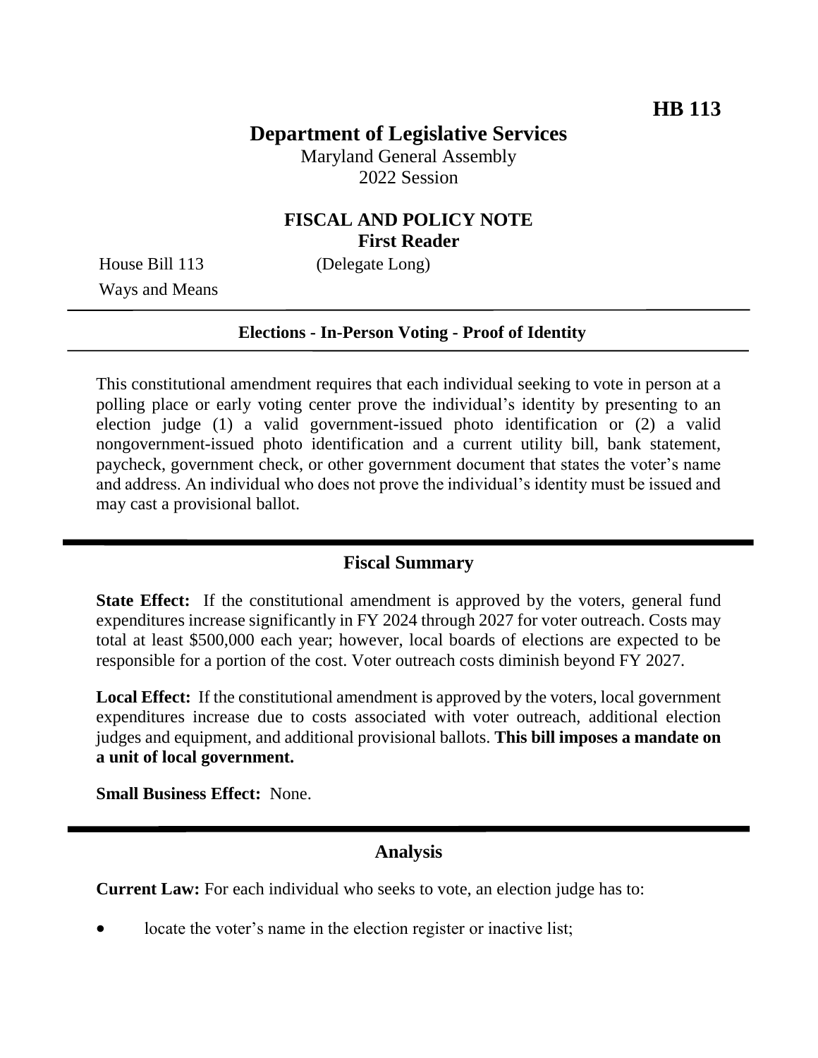**HB 113**

# Department of Legislative Services

Maryland General Assembly
2022 Session

## FISCAL AND POLICY NOTE
**First Reader**

House Bill 113 (Delegate Long)
Ways and Means

**Elections - In-Person Voting - Proof of Identity**

This constitutional amendment requires that each individual seeking to vote in person at a polling place or early voting center prove the individual's identity by presenting to an election judge (1) a valid government-issued photo identification or (2) a valid nongovernment-issued photo identification and a current utility bill, bank statement, paycheck, government check, or other government document that states the voter's name and address. An individual who does not prove the individual's identity must be issued and may cast a provisional ballot.

## Fiscal Summary

**State Effect:** If the constitutional amendment is approved by the voters, general fund expenditures increase significantly in FY 2024 through 2027 for voter outreach. Costs may total at least $500,000 each year; however, local boards of elections are expected to be responsible for a portion of the cost. Voter outreach costs diminish beyond FY 2027.

**Local Effect:** If the constitutional amendment is approved by the voters, local government expenditures increase due to costs associated with voter outreach, additional election judges and equipment, and additional provisional ballots. **This bill imposes a mandate on a unit of local government.**

**Small Business Effect:** None.

## Analysis

**Current Law:** For each individual who seeks to vote, an election judge has to:

- locate the voter's name in the election register or inactive list;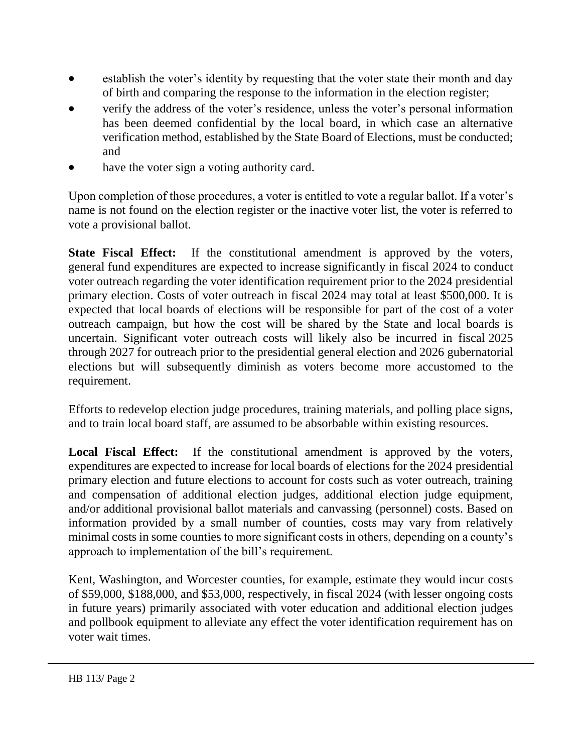- establish the voter's identity by requesting that the voter state their month and day of birth and comparing the response to the information in the election register;
- verify the address of the voter's residence, unless the voter's personal information has been deemed confidential by the local board, in which case an alternative verification method, established by the State Board of Elections, must be conducted; and
- have the voter sign a voting authority card.

Upon completion of those procedures, a voter is entitled to vote a regular ballot. If a voter's name is not found on the election register or the inactive voter list, the voter is referred to vote a provisional ballot.

**State Fiscal Effect:** If the constitutional amendment is approved by the voters, general fund expenditures are expected to increase significantly in fiscal 2024 to conduct voter outreach regarding the voter identification requirement prior to the 2024 presidential primary election. Costs of voter outreach in fiscal 2024 may total at least $500,000. It is expected that local boards of elections will be responsible for part of the cost of a voter outreach campaign, but how the cost will be shared by the State and local boards is uncertain. Significant voter outreach costs will likely also be incurred in fiscal 2025 through 2027 for outreach prior to the presidential general election and 2026 gubernatorial elections but will subsequently diminish as voters become more accustomed to the requirement.

Efforts to redevelop election judge procedures, training materials, and polling place signs, and to train local board staff, are assumed to be absorbable within existing resources.

**Local Fiscal Effect:** If the constitutional amendment is approved by the voters, expenditures are expected to increase for local boards of elections for the 2024 presidential primary election and future elections to account for costs such as voter outreach, training and compensation of additional election judges, additional election judge equipment, and/or additional provisional ballot materials and canvassing (personnel) costs. Based on information provided by a small number of counties, costs may vary from relatively minimal costs in some counties to more significant costs in others, depending on a county's approach to implementation of the bill's requirement.

Kent, Washington, and Worcester counties, for example, estimate they would incur costs of $59,000, $188,000, and $53,000, respectively, in fiscal 2024 (with lesser ongoing costs in future years) primarily associated with voter education and additional election judges and pollbook equipment to alleviate any effect the voter identification requirement has on voter wait times.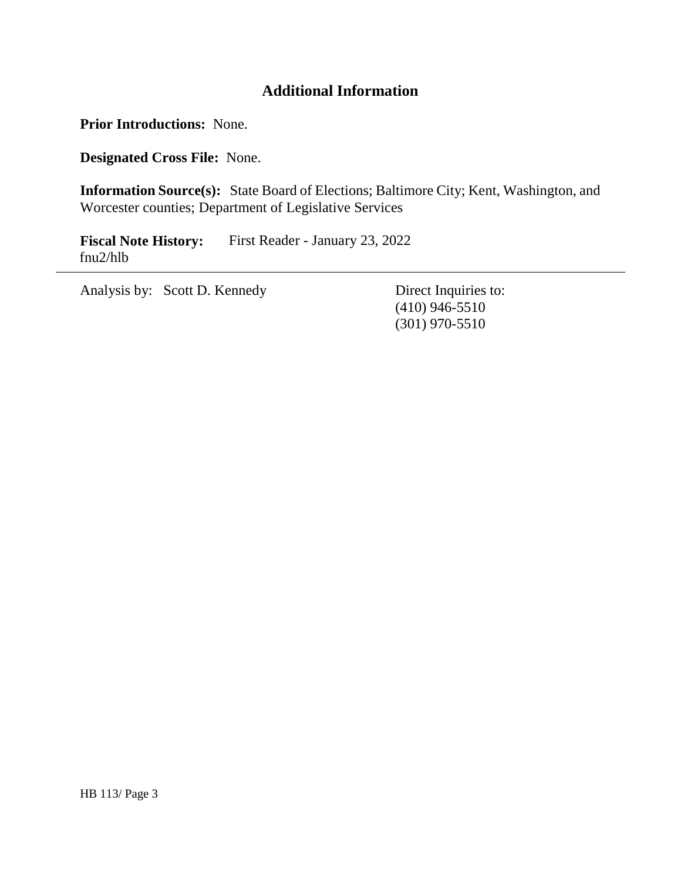## Additional Information

**Prior Introductions:** None.

**Designated Cross File:** None.

**Information Source(s):** State Board of Elections; Baltimore City; Kent, Washington, and Worcester counties; Department of Legislative Services

**Fiscal Note History:** First Reader - January 23, 2022
fnu2/hlb

---

Analysis by: Scott D. Kennedy

Direct Inquiries to:
(410) 946-5510
(301) 970-5510